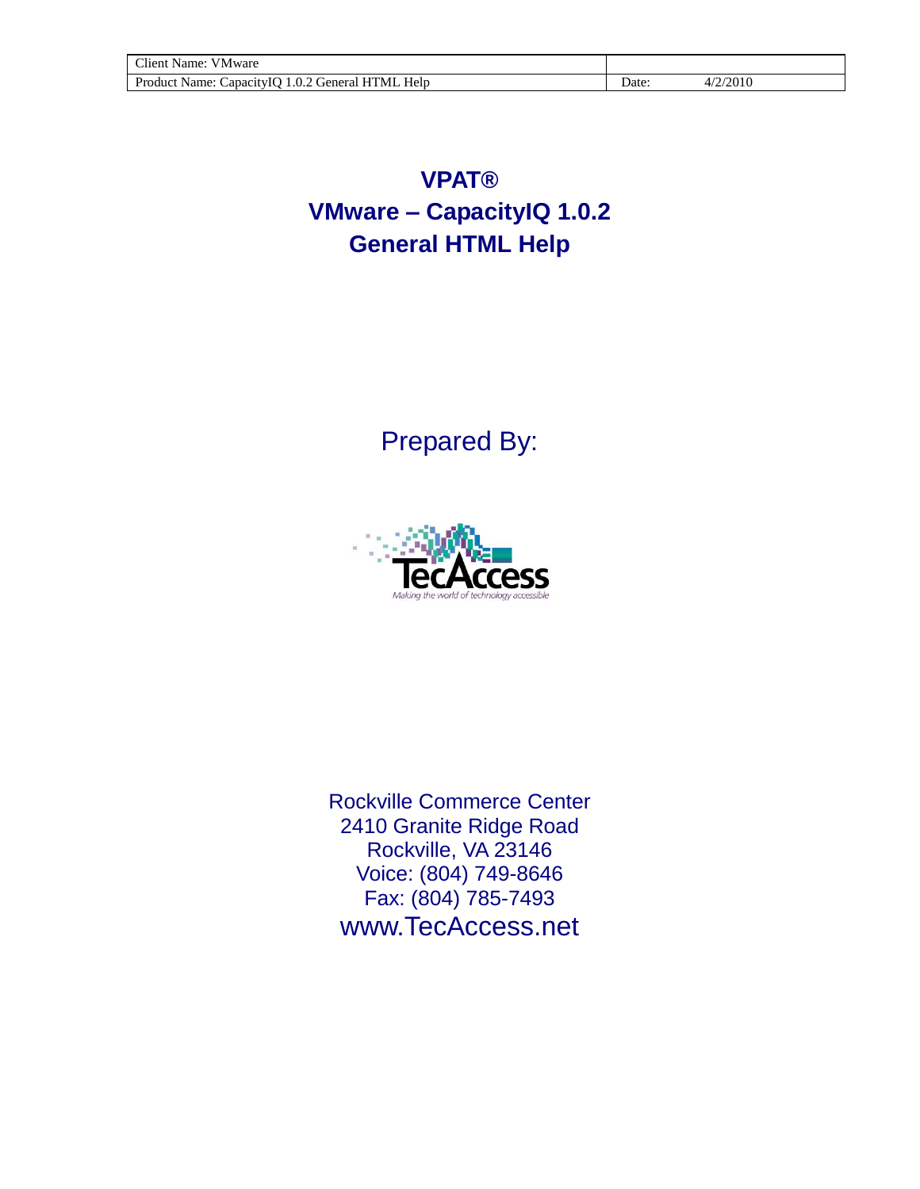| Client Name: VMware | |
|---|---|
| Product Name: CapacityIQ 1.0.2 General HTML Help | Date: 4/2/2010 |

# VPAT®
# VMware – CapacityIQ 1.0.2
# General HTML Help

Prepared By:

TecAccess

*Making the world of technology accessible*

Rockville Commerce Center
2410 Granite Ridge Road
Rockville, VA 23146
Voice: (804) 749-8646
Fax: (804) 785-7493
www.TecAccess.net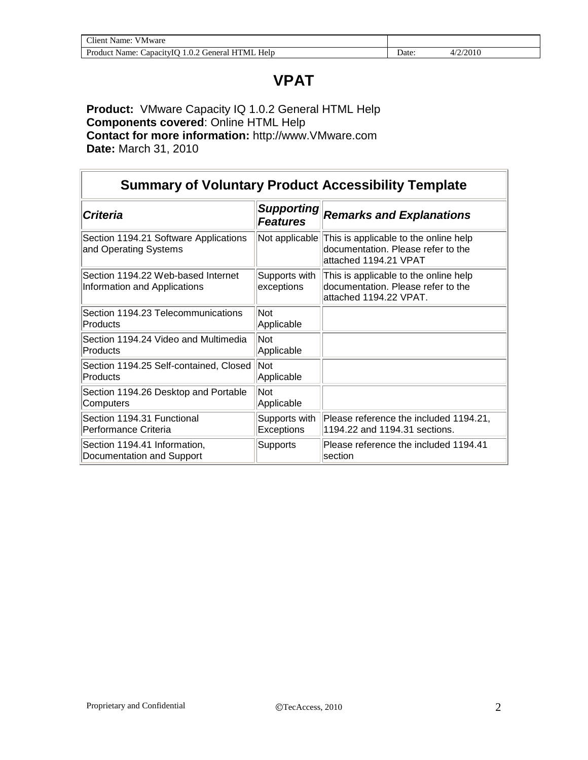# VPAT

**Product:** VMware Capacity IQ 1.0.2 General HTML Help
**Components covered**: Online HTML Help
**Contact for more information:** http://www.VMware.com
**Date:** March 31, 2010

| Summary of Voluntary Product Accessibility Template | | |
|---|---|---|
| ***Criteria*** | ***Supporting Features*** | ***Remarks and Explanations*** |
| Section 1194.21 Software Applications and Operating Systems | Not applicable | This is applicable to the online help documentation. Please refer to the attached 1194.21 VPAT |
| Section 1194.22 Web-based Internet Information and Applications | Supports with exceptions | This is applicable to the online help documentation. Please refer to the attached 1194.22 VPAT. |
| Section 1194.23 Telecommunications Products | Not Applicable | |
| Section 1194.24 Video and Multimedia Products | Not Applicable | |
| Section 1194.25 Self-contained, Closed Products | Not Applicable | |
| Section 1194.26 Desktop and Portable Computers | Not Applicable | |
| Section 1194.31 Functional Performance Criteria | Supports with Exceptions | Please reference the included 1194.21, 1194.22 and 1194.31 sections. |
| Section 1194.41 Information, Documentation and Support | Supports | Please reference the included 1194.41 section |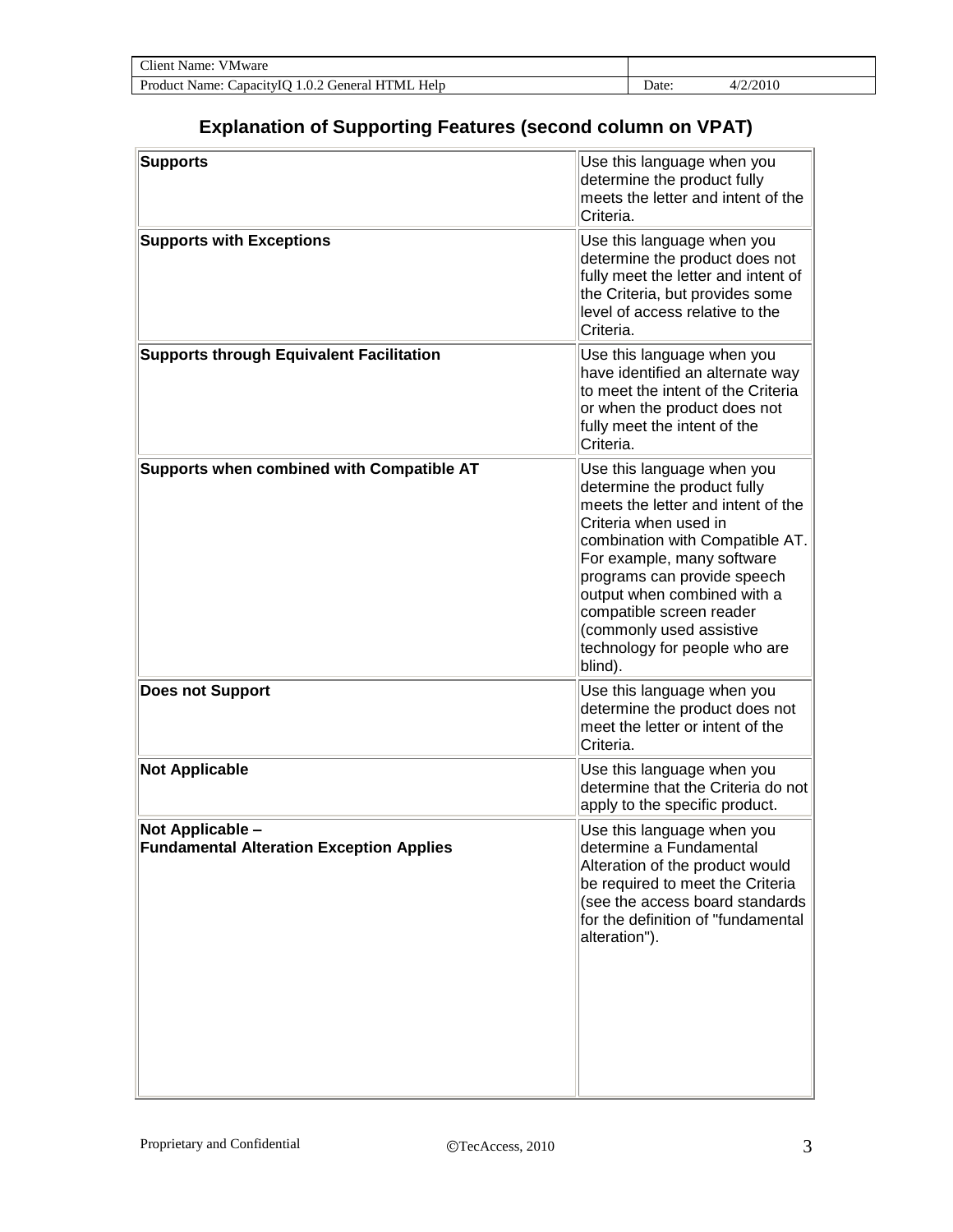## Explanation of Supporting Features (second column on VPAT)

| | |
|---|---|
| **Supports** | Use this language when you determine the product fully meets the letter and intent of the Criteria. |
| **Supports with Exceptions** | Use this language when you determine the product does not fully meet the letter and intent of the Criteria, but provides some level of access relative to the Criteria. |
| **Supports through Equivalent Facilitation** | Use this language when you have identified an alternate way to meet the intent of the Criteria or when the product does not fully meet the intent of the Criteria. |
| **Supports when combined with Compatible AT** | Use this language when you determine the product fully meets the letter and intent of the Criteria when used in combination with Compatible AT. For example, many software programs can provide speech output when combined with a compatible screen reader (commonly used assistive technology for people who are blind). |
| **Does not Support** | Use this language when you determine the product does not meet the letter or intent of the Criteria. |
| **Not Applicable** | Use this language when you determine that the Criteria do not apply to the specific product. |
| **Not Applicable – Fundamental Alteration Exception Applies** | Use this language when you determine a Fundamental Alteration of the product would be required to meet the Criteria (see the access board standards for the definition of "fundamental alteration"). |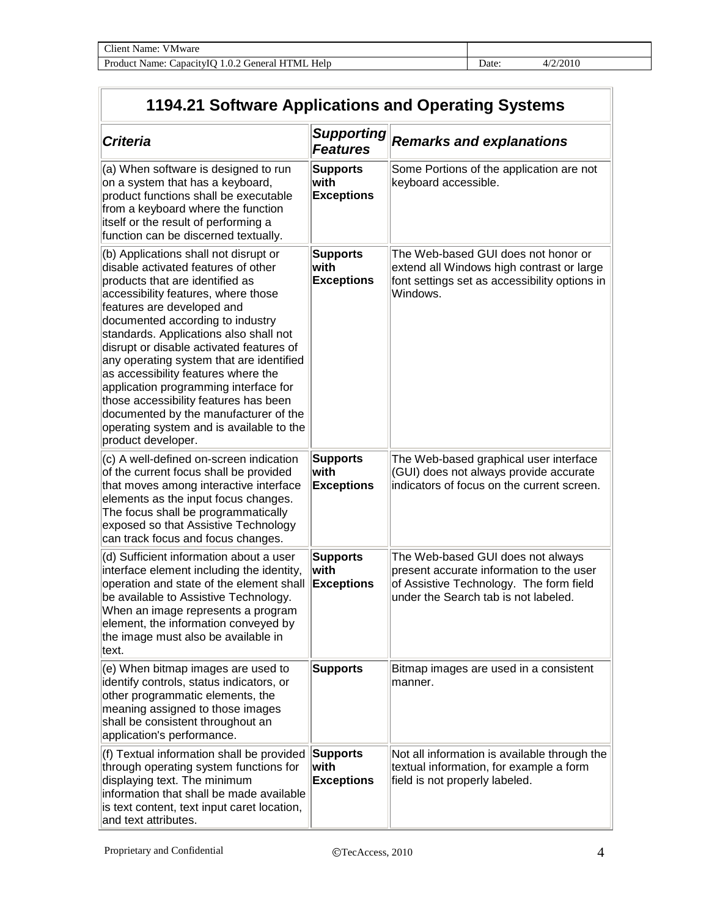## 1194.21 Software Applications and Operating Systems

| *Criteria* | *Supporting Features* | *Remarks and explanations* |
|---|---|---|
| (a) When software is designed to run on a system that has a keyboard, product functions shall be executable from a keyboard where the function itself or the result of performing a function can be discerned textually. | **Supports with Exceptions** | Some Portions of the application are not keyboard accessible. |
| (b) Applications shall not disrupt or disable activated features of other products that are identified as accessibility features, where those features are developed and documented according to industry standards. Applications also shall not disrupt or disable activated features of any operating system that are identified as accessibility features where the application programming interface for those accessibility features has been documented by the manufacturer of the operating system and is available to the product developer. | **Supports with Exceptions** | The Web-based GUI does not honor or extend all Windows high contrast or large font settings set as accessibility options in Windows. |
| (c) A well-defined on-screen indication of the current focus shall be provided that moves among interactive interface elements as the input focus changes. The focus shall be programmatically exposed so that Assistive Technology can track focus and focus changes. | **Supports with Exceptions** | The Web-based graphical user interface (GUI) does not always provide accurate indicators of focus on the current screen. |
| (d) Sufficient information about a user interface element including the identity, operation and state of the element shall be available to Assistive Technology. When an image represents a program element, the information conveyed by the image must also be available in text. | **Supports with Exceptions** | The Web-based GUI does not always present accurate information to the user of Assistive Technology. The form field under the Search tab is not labeled. |
| (e) When bitmap images are used to identify controls, status indicators, or other programmatic elements, the meaning assigned to those images shall be consistent throughout an application's performance. | **Supports** | Bitmap images are used in a consistent manner. |
| (f) Textual information shall be provided through operating system functions for displaying text. The minimum information that shall be made available is text content, text input caret location, and text attributes. | **Supports with Exceptions** | Not all information is available through the textual information, for example a form field is not properly labeled. |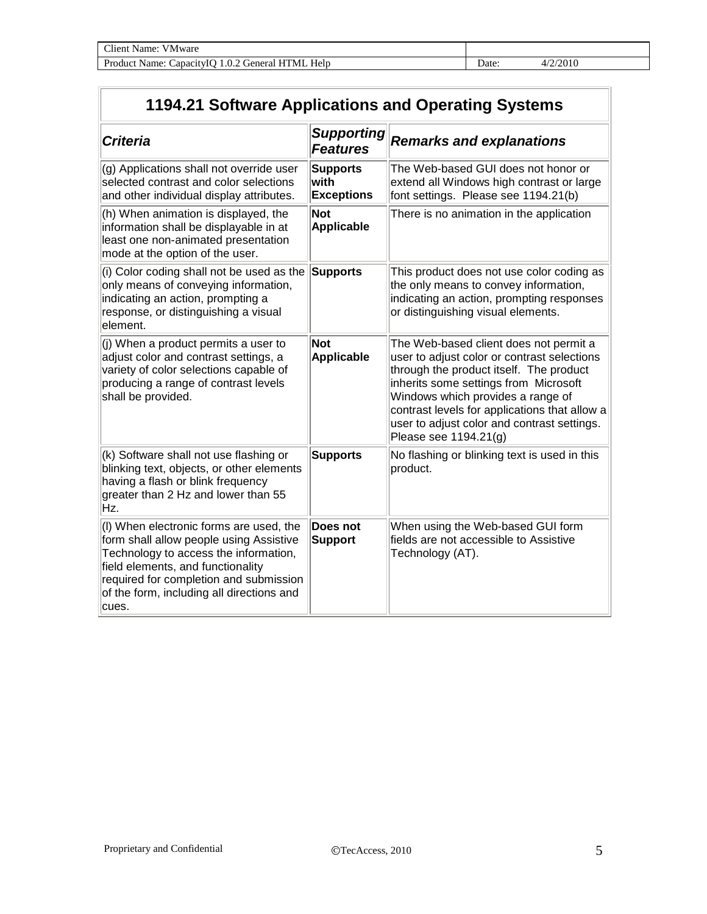## 1194.21 Software Applications and Operating Systems

| *Criteria* | *Supporting Features* | *Remarks and explanations* |
|---|---|---|
| (g) Applications shall not override user selected contrast and color selections and other individual display attributes. | **Supports with Exceptions** | The Web-based GUI does not honor or extend all Windows high contrast or large font settings. Please see 1194.21(b) |
| (h) When animation is displayed, the information shall be displayable in at least one non-animated presentation mode at the option of the user. | **Not Applicable** | There is no animation in the application |
| (i) Color coding shall not be used as the only means of conveying information, indicating an action, prompting a response, or distinguishing a visual element. | **Supports** | This product does not use color coding as the only means to convey information, indicating an action, prompting responses or distinguishing visual elements. |
| (j) When a product permits a user to adjust color and contrast settings, a variety of color selections capable of producing a range of contrast levels shall be provided. | **Not Applicable** | The Web-based client does not permit a user to adjust color or contrast selections through the product itself. The product inherits some settings from Microsoft Windows which provides a range of contrast levels for applications that allow a user to adjust color and contrast settings. Please see 1194.21(g) |
| (k) Software shall not use flashing or blinking text, objects, or other elements having a flash or blink frequency greater than 2 Hz and lower than 55 Hz. | **Supports** | No flashing or blinking text is used in this product. |
| (l) When electronic forms are used, the form shall allow people using Assistive Technology to access the information, field elements, and functionality required for completion and submission of the form, including all directions and cues. | **Does not Support** | When using the Web-based GUI form fields are not accessible to Assistive Technology (AT). |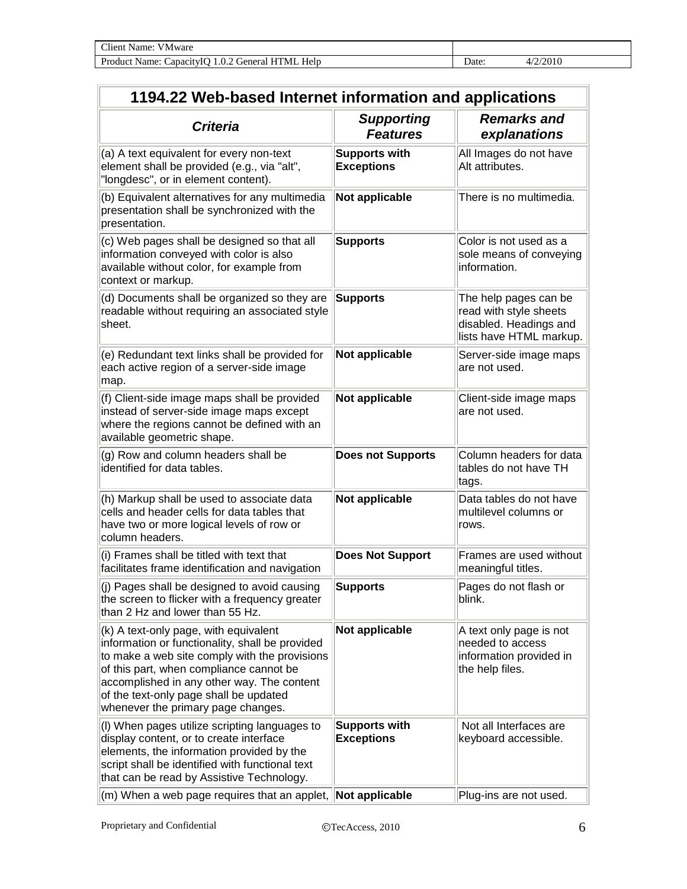| 1194.22 Web-based Internet information and applications | | |
|---|---|---|
| ***Criteria*** | ***Supporting Features*** | ***Remarks and explanations*** |
| (a) A text equivalent for every non-text element shall be provided (e.g., via "alt", "longdesc", or in element content). | **Supports with Exceptions** | All Images do not have Alt attributes. |
| (b) Equivalent alternatives for any multimedia presentation shall be synchronized with the presentation. | **Not applicable** | There is no multimedia. |
| (c) Web pages shall be designed so that all information conveyed with color is also available without color, for example from context or markup. | **Supports** | Color is not used as a sole means of conveying information. |
| (d) Documents shall be organized so they are readable without requiring an associated style sheet. | **Supports** | The help pages can be read with style sheets disabled. Headings and lists have HTML markup. |
| (e) Redundant text links shall be provided for each active region of a server-side image map. | **Not applicable** | Server-side image maps are not used. |
| (f) Client-side image maps shall be provided instead of server-side image maps except where the regions cannot be defined with an available geometric shape. | **Not applicable** | Client-side image maps are not used. |
| (g) Row and column headers shall be identified for data tables. | **Does not Supports** | Column headers for data tables do not have TH tags. |
| (h) Markup shall be used to associate data cells and header cells for data tables that have two or more logical levels of row or column headers. | **Not applicable** | Data tables do not have multilevel columns or rows. |
| (i) Frames shall be titled with text that facilitates frame identification and navigation | **Does Not Support** | Frames are used without meaningful titles. |
| (j) Pages shall be designed to avoid causing the screen to flicker with a frequency greater than 2 Hz and lower than 55 Hz. | **Supports** | Pages do not flash or blink. |
| (k) A text-only page, with equivalent information or functionality, shall be provided to make a web site comply with the provisions of this part, when compliance cannot be accomplished in any other way. The content of the text-only page shall be updated whenever the primary page changes. | **Not applicable** | A text only page is not needed to access information provided in the help files. |
| (l) When pages utilize scripting languages to display content, or to create interface elements, the information provided by the script shall be identified with functional text that can be read by Assistive Technology. | **Supports with Exceptions** | Not all Interfaces are keyboard accessible. |
| (m) When a web page requires that an applet, | **Not applicable** | Plug-ins are not used. |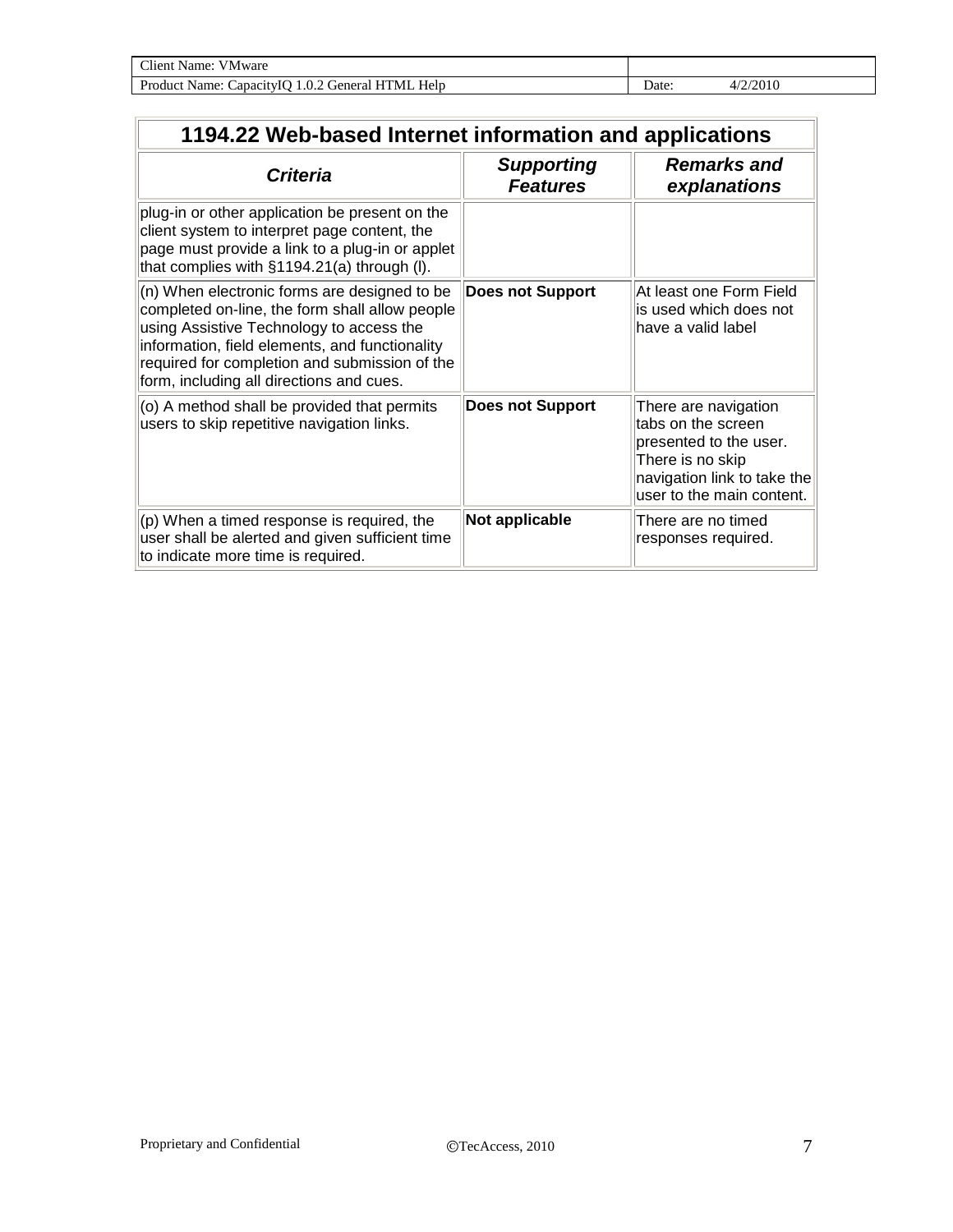| Client Name: VMware | |
|---|---|
| Product Name: CapacityIQ 1.0.2 General HTML Help | Date: 4/2/2010 |

| 1194.22 Web-based Internet information and applications | | |
|---|---|---|
| ***Criteria*** | ***Supporting Features*** | ***Remarks and explanations*** |
| plug-in or other application be present on the client system to interpret page content, the page must provide a link to a plug-in or applet that complies with §1194.21(a) through (l). | | |
| (n) When electronic forms are designed to be completed on-line, the form shall allow people using Assistive Technology to access the information, field elements, and functionality required for completion and submission of the form, including all directions and cues. | **Does not Support** | At least one Form Field is used which does not have a valid label |
| (o) A method shall be provided that permits users to skip repetitive navigation links. | **Does not Support** | There are navigation tabs on the screen presented to the user. There is no skip navigation link to take the user to the main content. |
| (p) When a timed response is required, the user shall be alerted and given sufficient time to indicate more time is required. | **Not applicable** | There are no timed responses required. |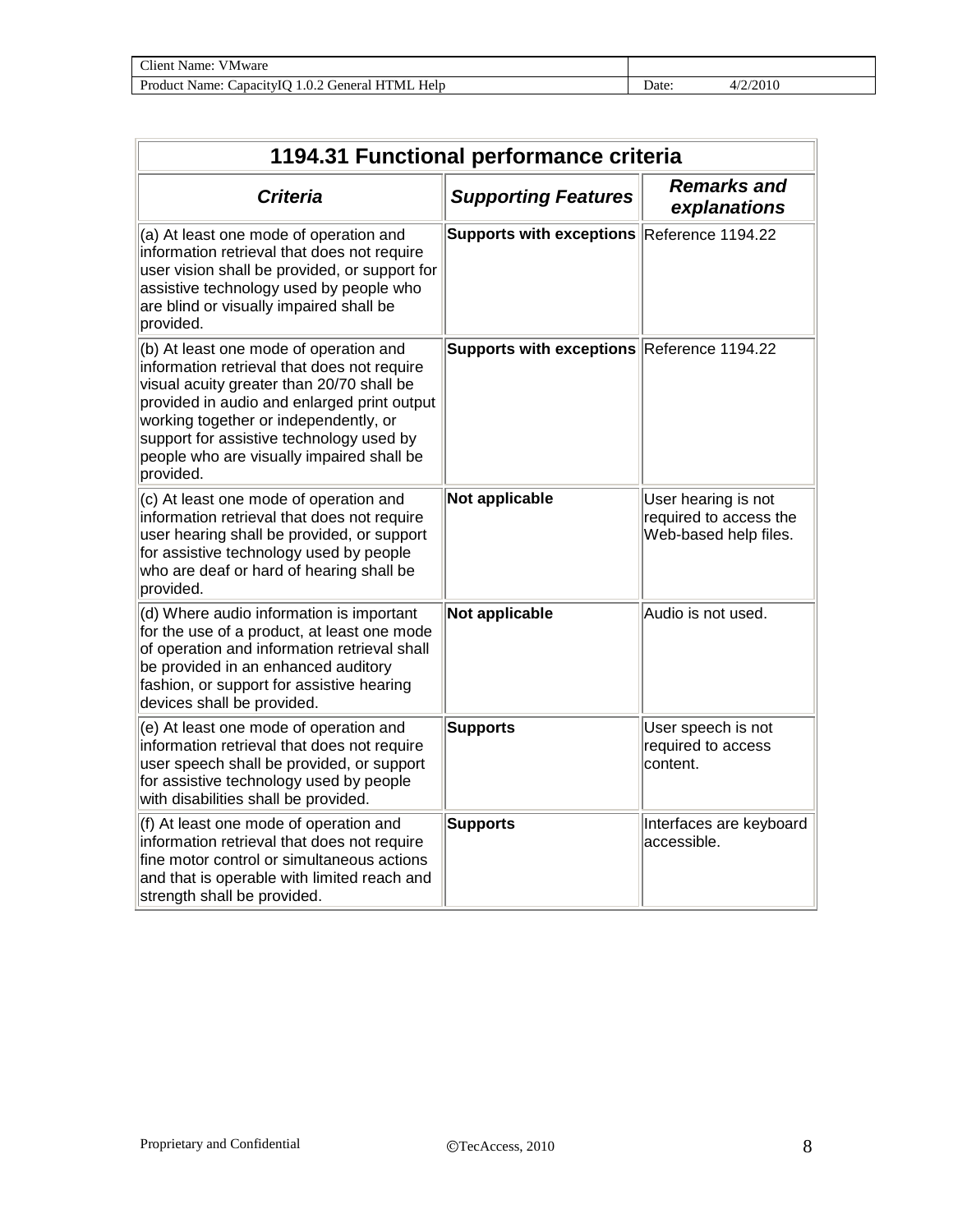| 1194.31 Functional performance criteria | | |
|---|---|---|
| ***Criteria*** | ***Supporting Features*** | ***Remarks and explanations*** |
| (a) At least one mode of operation and information retrieval that does not require user vision shall be provided, or support for assistive technology used by people who are blind or visually impaired shall be provided. | **Supports with exceptions** | Reference 1194.22 |
| (b) At least one mode of operation and information retrieval that does not require visual acuity greater than 20/70 shall be provided in audio and enlarged print output working together or independently, or support for assistive technology used by people who are visually impaired shall be provided. | **Supports with exceptions** | Reference 1194.22 |
| (c) At least one mode of operation and information retrieval that does not require user hearing shall be provided, or support for assistive technology used by people who are deaf or hard of hearing shall be provided. | **Not applicable** | User hearing is not required to access the Web-based help files. |
| (d) Where audio information is important for the use of a product, at least one mode of operation and information retrieval shall be provided in an enhanced auditory fashion, or support for assistive hearing devices shall be provided. | **Not applicable** | Audio is not used. |
| (e) At least one mode of operation and information retrieval that does not require user speech shall be provided, or support for assistive technology used by people with disabilities shall be provided. | **Supports** | User speech is not required to access content. |
| (f) At least one mode of operation and information retrieval that does not require fine motor control or simultaneous actions and that is operable with limited reach and strength shall be provided. | **Supports** | Interfaces are keyboard accessible. |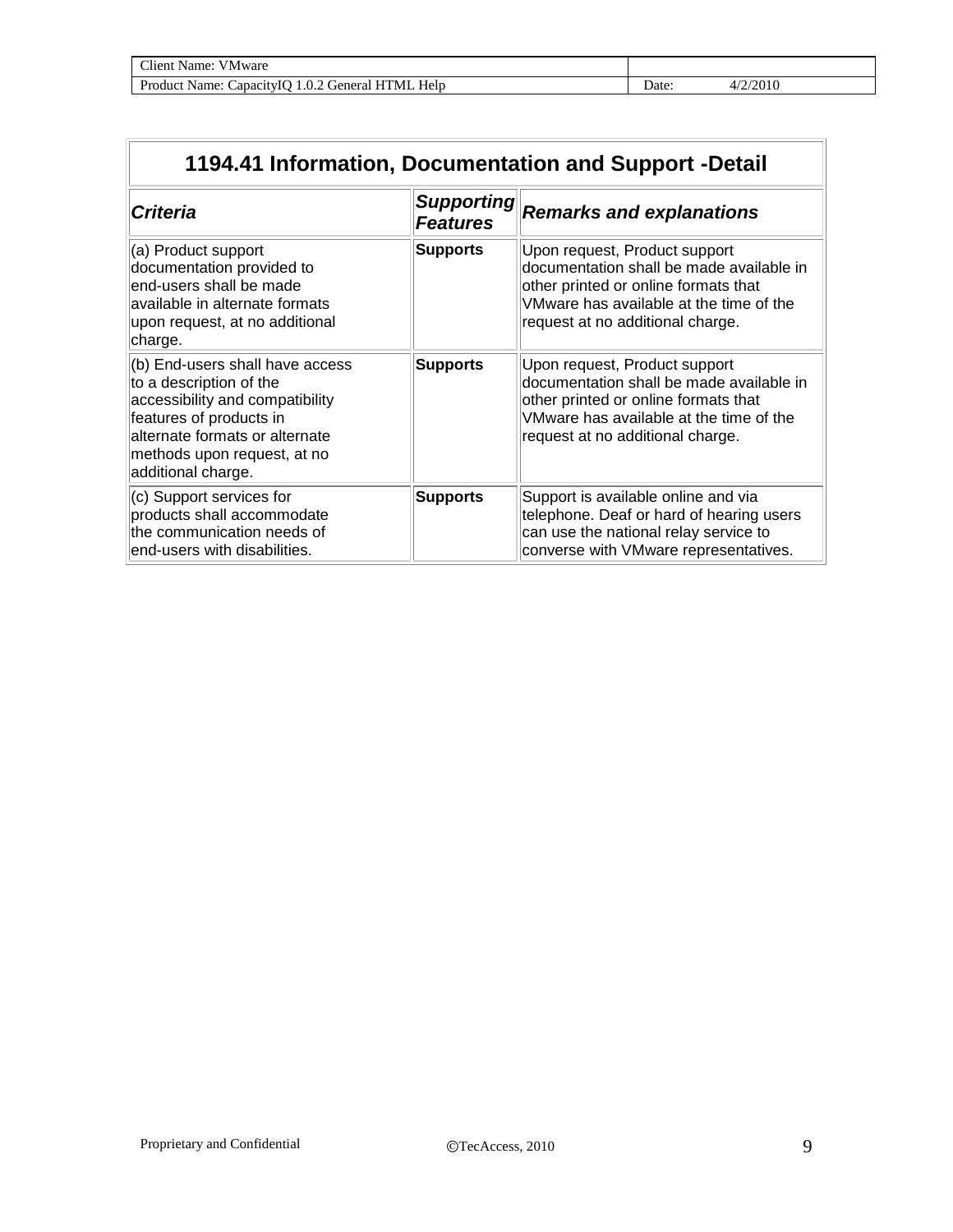## 1194.41 Information, Documentation and Support -Detail

| *Criteria* | *Supporting Features* | *Remarks and explanations* |
|---|---|---|
| (a) Product support documentation provided to end-users shall be made available in alternate formats upon request, at no additional charge. | **Supports** | Upon request, Product support documentation shall be made available in other printed or online formats that VMware has available at the time of the request at no additional charge. |
| (b) End-users shall have access to a description of the accessibility and compatibility features of products in alternate formats or alternate methods upon request, at no additional charge. | **Supports** | Upon request, Product support documentation shall be made available in other printed or online formats that VMware has available at the time of the request at no additional charge. |
| (c) Support services for products shall accommodate the communication needs of end-users with disabilities. | **Supports** | Support is available online and via telephone. Deaf or hard of hearing users can use the national relay service to converse with VMware representatives. |